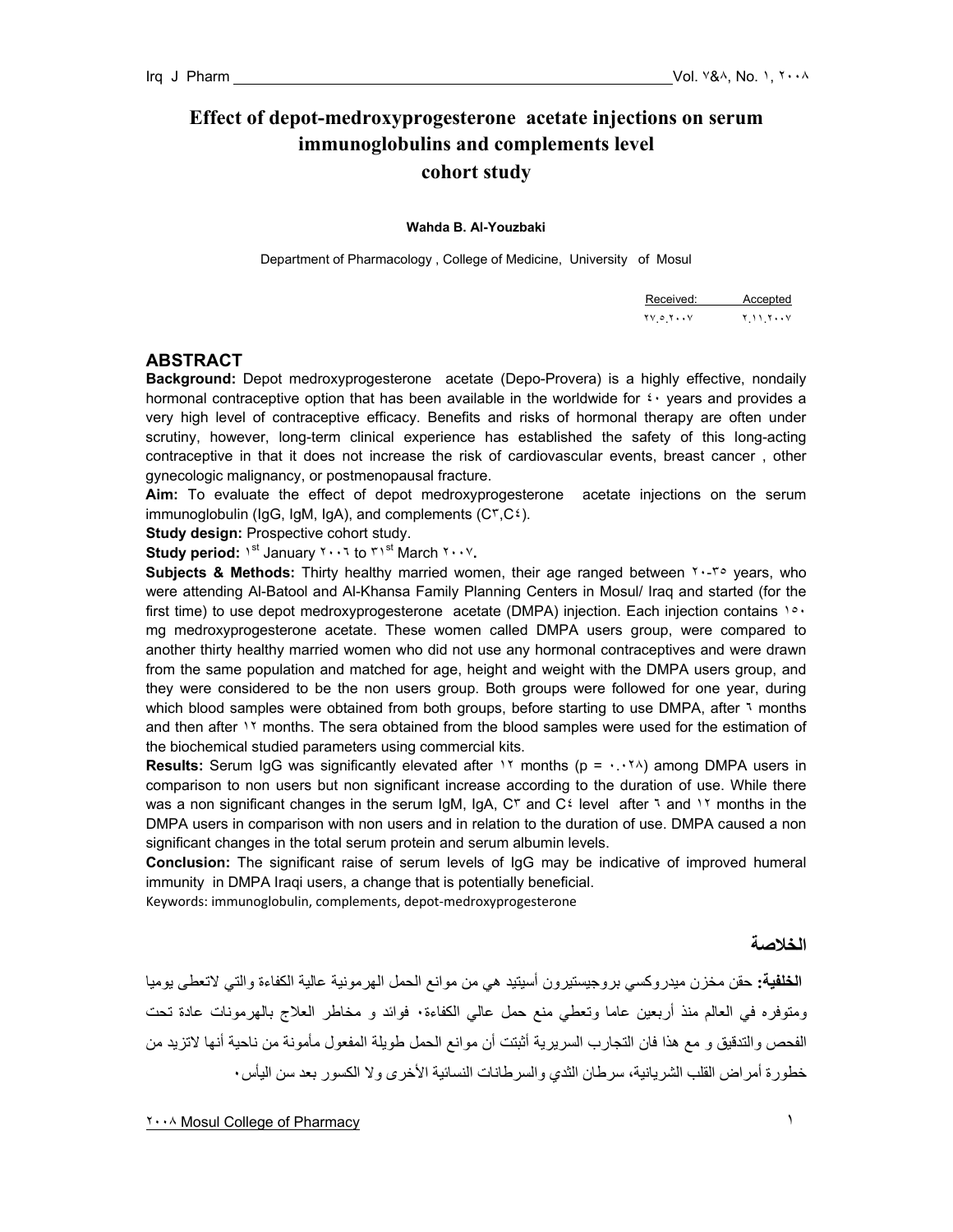# Effect of depot-medroxyprogesterone acetate injections on serum immunoglobulins and complements level cohort study

**Wahda B. Al-Youzbaki**

Department of Pharmacology , College of Medicine, University of Mosul

| Received: | Accepted |
|---|---|
| ٢٧.٥.٢٠٠٧ | ٢.١١.٢٠٠٧ |

## ABSTRACT

**Background:** Depot medroxyprogesterone acetate (Depo-Provera) is a highly effective, nondaily hormonal contraceptive option that has been available in the worldwide for ٤٠ years and provides a very high level of contraceptive efficacy. Benefits and risks of hormonal therapy are often under scrutiny, however, long-term clinical experience has established the safety of this long-acting contraceptive in that it does not increase the risk of cardiovascular events, breast cancer , other gynecologic malignancy, or postmenopausal fracture.

**Aim:** To evaluate the effect of depot medroxyprogesterone acetate injections on the serum immunoglobulin (IgG, IgM, IgA), and complements (C٣,C٤).

**Study design:** Prospective cohort study.

**Study period:** ١st January ٢٠٠٦ to ٣١st March ٢٠٠٧**.**

**Subjects & Methods:** Thirty healthy married women, their age ranged between ٢٠-٣٥ years, who were attending Al-Batool and Al-Khansa Family Planning Centers in Mosul/ Iraq and started (for the first time) to use depot medroxyprogesterone acetate (DMPA) injection. Each injection contains ١٥٠ mg medroxyprogesterone acetate. These women called DMPA users group, were compared to another thirty healthy married women who did not use any hormonal contraceptives and were drawn from the same population and matched for age, height and weight with the DMPA users group, and they were considered to be the non users group. Both groups were followed for one year, during which blood samples were obtained from both groups, before starting to use DMPA, after ٦ months and then after ١٢ months. The sera obtained from the blood samples were used for the estimation of the biochemical studied parameters using commercial kits.

**Results:** Serum IgG was significantly elevated after ١٢ months (p = ٠.٠٢٨) among DMPA users in comparison to non users but non significant increase according to the duration of use. While there was a non significant changes in the serum IgM, IgA, C٣ and C٤ level after ٦ and ١٢ months in the DMPA users in comparison with non users and in relation to the duration of use. DMPA caused a non significant changes in the total serum protein and serum albumin levels.

**Conclusion:** The significant raise of serum levels of IgG may be indicative of improved humeral immunity in DMPA Iraqi users, a change that is potentially beneficial.

Keywords: immunoglobulin, complements, depot-medroxyprogesterone

## الخلاصة

**الخلفية:** حقن مخزن ميدروكسي بروجيستيرون أسيتيد هي من موانع الحمل الهرمونية عالية الكفاءة والتي لاتعطى يوميا ومتوفره في العالم منذ أربعين عاما وتعطي منع حمل عالي الكفاءة. فوائد و مخاطر العلاج بالهرمونات عادة تحت الفحص والتدقيق و مع هذا فان التجارب السريرية أثبتت أن موانع الحمل طويلة المفعول مأمونة من ناحية أنها لاتزيد من خطورة أمراض القلب الشريانية، سرطان الثدي والسرطانات النسائية الأخرى ولا الكسور بعد سن اليأس.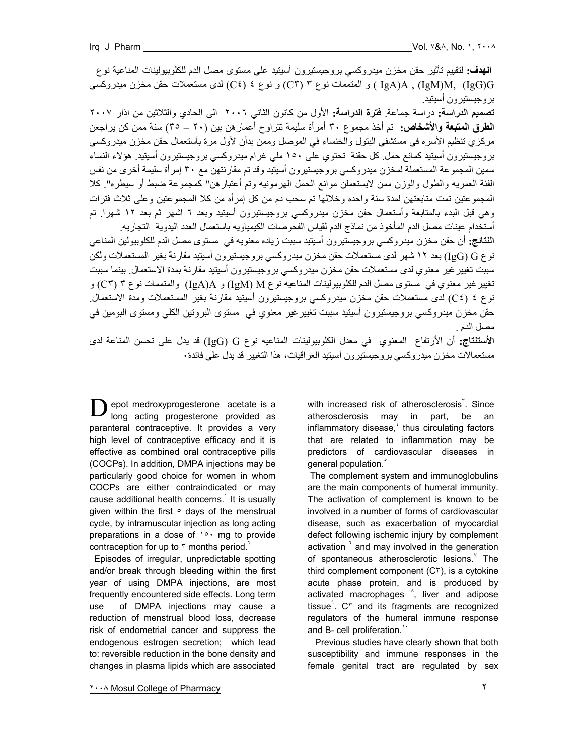**الهدف:** لتقييم تأثير حقن مخزن ميدروكسي بروجيستيرون أسيتيد على مستوى مصل الدم للكلوبيولينات المناعية نوع (IgG)G, (IgM)M, (IgA)A ) و المتممات نوع ٣ (C٣) و نوع ٤ (C٤) لدى مستعملات حقن مخزن ميدروكسي بروجيستيرون أسيتيد.

**تصميم الدراسة:** دراسة جماعة. **فترة الدراسة:** الأول من كانون الثاني ٢٠٠٦ الى الحادي والثلاثين من اذار ٢٠٠٧

**الطرق المتبعة والأشخاص:** تم أخذ مجموع ٣٠ أمرأة سليمة تتراوح أعمارهن بين (٢٠ – ٣٥) سنة ممن كن يراجعن مركزي تنظيم الأسره في مستشفى البتول والخنساء في الموصل وممن بدأن لأول مرة بأستعمال حقن مخزن ميدروكسي بروجيستيرون أسيتيد كمانع حمل. كل حقنة تحتوي على ١٥٠ ملي غرام ميدروكسي بروجيستيرون أسيتيد. هؤلاء النساء سمين المجموعة المستعملة لمخزن ميدروكسي بروجيستيرون أسيتيد وقد تم مقارنتهن مع ٣٠ إمرأة سليمة أخرى من نفس الفئة العمريه والطول والوزن ممن لايستعملن موانع الحمل الهرمونيه وتم أعتبارهن" كمجموعة ضبط أو سيطره". كلا المجموعتين تمت متابعتهن لمدة سنة واحده وخلالها تم سحب دم من كل إمرأه من كلا المجموعتين وعلى ثلاث فترات وهي قبل البدء بالمتابعة وأستعمال حقن مخزن ميدروكسي بروجيستيرون أسيتيد وبعد ٦ اشهر ثم بعد ١٢ شهرا. تم أستخدام عينات مصل الدم المأخوذ من نماذج الدم لقياس الفحوصات الكيمياويه باستعمال العدد اليدوية التجاريه.

**النتائج:** أن حقن مخزن ميدروكسي بروجيستيرون أسيتيد سببت زياده معنويه في مستوى مصل الدم للكلوبيولين المناعي نوع G (IgG) بعد ١٢ شهر لدى مستعملات حقن مخزن ميدروكسي بروجيستيرون أسيتيد مقارنة بغير المستعملات ولكن سببت تغيير غير معنوي لدى مستعملات حقن مخزن ميدروكسي بروجيستيرون أسيتيد مقارنة بمدة الاستعمال. بينما سببت تغيير غير معنوي في مستوى مصل الدم للكلوبيولينات المناعيه نوع M (IgM) و A(IgA) والمتممات نوع ٣ (C٣) و نوع ٤ (C٤) لدى مستعملات حقن مخزن ميدروكسي بروجيستيرون أسيتيد مقارنة بغير المستعملات ومدة الاستعمال. حقن مخزن ميدروكسي بروجيستيرون أسيتيد سببت تغيير غير معنوي في مستوى البروتين الكلي ومستوى البومين في مصل الدم .

**الأستنتاج:** أن الأرتفاع المعنوي في معدل الكلوبيولينات المناعيه نوع G (IgG) قد يدل على تحسن المناعة لدى مستعمالات مخزن ميدروكسي بروجيستيرون أسيتيد العراقيات، هذا التغيير قد يدل على فائدة.

Depot medroxyprogesterone acetate is a long acting progesterone provided as paranteral contraceptive. It provides a very high level of contraceptive efficacy and it is effective as combined oral contraceptive pills (COCPs). In addition, DMPA injections may be particularly good choice for women in whom COCPs are either contraindicated or may cause additional health concerns.[1] It is usually given within the first 5 days of the menstrual cycle, by intramuscular injection as long acting preparations in a dose of 150 mg to provide contraception for up to 3 months period.[2]

Episodes of irregular, unpredictable spotting and/or break through bleeding within the first year of using DMPA injections, are most frequently encountered side effects. Long term use of DMPA injections may cause a reduction of menstrual blood loss, decrease risk of endometrial cancer and suppress the endogenous estrogen secretion; which lead to: reversible reduction in the bone density and changes in plasma lipids which are associated with increased risk of atherosclerosis[3]. Since atherosclerosis may in part, be an inflammatory disease,[4] thus circulating factors that are related to inflammation may be predictors of cardiovascular diseases in general population.[5]

The complement system and immunoglobulins are the main components of humeral immunity. The activation of complement is known to be involved in a number of forms of cardiovascular disease, such as exacerbation of myocardial defect following ischemic injury by complement activation [6] and may involved in the generation of spontaneous atherosclerotic lesions.[7] The third complement component (C3), is a cytokine acute phase protein, and is produced by activated macrophages [8], liver and adipose tissue[9]. C3 and its fragments are recognized regulators of the humeral immune response and B- cell proliferation.[10]

Previous studies have clearly shown that both susceptibility and immune responses in the female genital tract are regulated by sex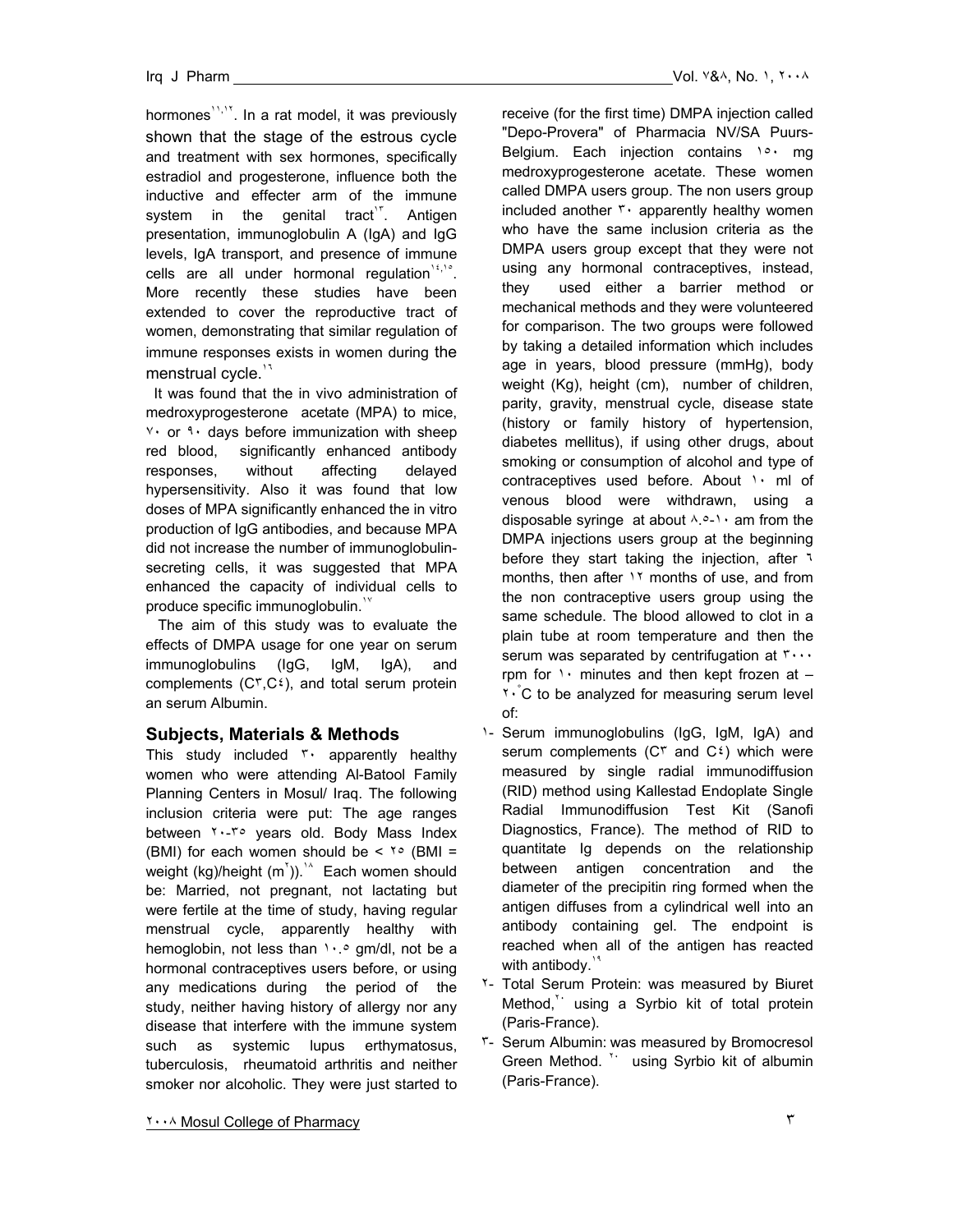hormones[11,12]. In a rat model, it was previously shown that the stage of the estrous cycle and treatment with sex hormones, specifically estradiol and progesterone, influence both the inductive and effecter arm of the immune system in the genital tract[13]. Antigen presentation, immunoglobulin A (IgA) and IgG levels, IgA transport, and presence of immune cells are all under hormonal regulation[14,15]. More recently these studies have been extended to cover the reproductive tract of women, demonstrating that similar regulation of immune responses exists in women during the menstrual cycle.[16]

It was found that the in vivo administration of medroxyprogesterone acetate (MPA) to mice, 70 or 90 days before immunization with sheep red blood, significantly enhanced antibody responses, without affecting delayed hypersensitivity. Also it was found that low doses of MPA significantly enhanced the in vitro production of IgG antibodies, and because MPA did not increase the number of immunoglobulin-secreting cells, it was suggested that MPA enhanced the capacity of individual cells to produce specific immunoglobulin.[17]

The aim of this study was to evaluate the effects of DMPA usage for one year on serum immunoglobulins (IgG, IgM, IgA), and complements ($C_3$,$C_4$), and total serum protein an serum Albumin.

## Subjects, Materials & Methods

This study included 30 apparently healthy women who were attending Al-Batool Family Planning Centers in Mosul/ Iraq. The following inclusion criteria were put: The age ranges between 20-35 years old. Body Mass Index (BMI) for each women should be < 25 (BMI = weight (kg)/height ($m^2$)).[18] Each women should be: Married, not pregnant, not lactating but were fertile at the time of study, having regular menstrual cycle, apparently healthy with hemoglobin, not less than 10.5 gm/dl, not be a hormonal contraceptives users before, or using any medications during the period of the study, neither having history of allergy nor any disease that interfere with the immune system such as systemic lupus erthymatosus, tuberculosis, rheumatoid arthritis and neither smoker nor alcoholic. They were just started to receive (for the first time) DMPA injection called "Depo-Provera" of Pharmacia NV/SA Puurs-Belgium. Each injection contains 150 mg medroxyprogesterone acetate. These women called DMPA users group. The non users group included another 30 apparently healthy women who have the same inclusion criteria as the DMPA users group except that they were not using any hormonal contraceptives, instead, they used either a barrier method or mechanical methods and they were volunteered for comparison. The two groups were followed by taking a detailed information which includes age in years, blood pressure (mmHg), body weight (Kg), height (cm), number of children, parity, gravity, menstrual cycle, disease state (history or family history of hypertension, diabetes mellitus), if using other drugs, about smoking or consumption of alcohol and type of contraceptives used before. About 10 ml of venous blood were withdrawn, using a disposable syringe at about 8.5-10 am from the DMPA injections users group at the beginning before they start taking the injection, after 6 months, then after 12 months of use, and from the non contraceptive users group using the same schedule. The blood allowed to clot in a plain tube at room temperature and then the serum was separated by centrifugation at 3000 rpm for 10 minutes and then kept frozen at –20°C to be analyzed for measuring serum level of:

1- Serum immunoglobulins (IgG, IgM, IgA) and serum complements ($C_3$ and $C_4$) which were measured by single radial immunodiffusion (RID) method using Kallestad Endoplate Single Radial Immunodiffusion Test Kit (Sanofi Diagnostics, France). The method of RID to quantitate Ig depends on the relationship between antigen concentration and the diameter of the precipitin ring formed when the antigen diffuses from a cylindrical well into an antibody containing gel. The endpoint is reached when all of the antigen has reacted with antibody.[19]
2- Total Serum Protein: was measured by Biuret Method,[20] using a Syrbio kit of total protein (Paris-France).
3- Serum Albumin: was measured by Bromocresol Green Method.[20] using Syrbio kit of albumin (Paris-France).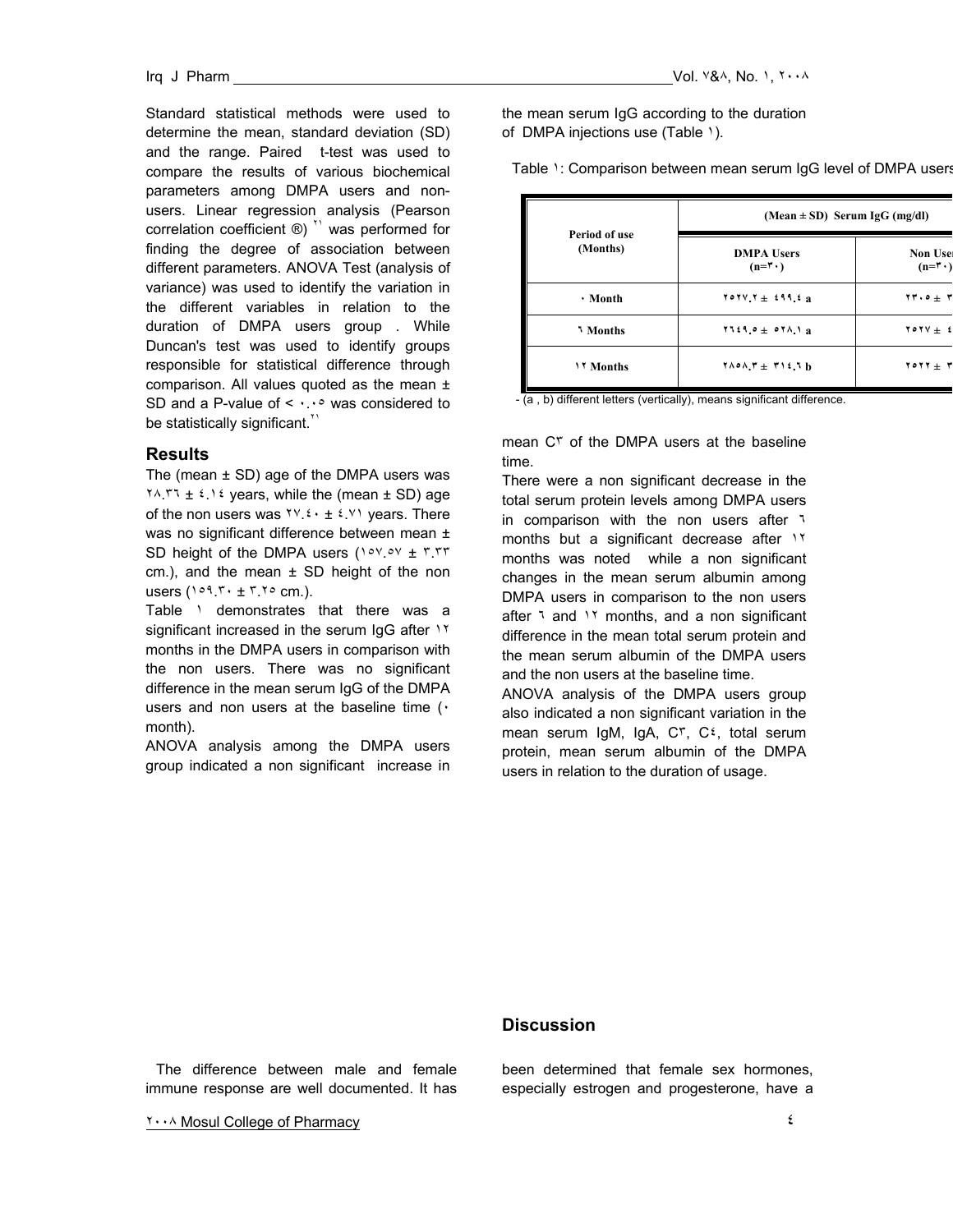Standard statistical methods were used to determine the mean, standard deviation (SD) and the range. Paired t-test was used to compare the results of various biochemical parameters among DMPA users and non-users. Linear regression analysis (Pearson correlation coefficient ®) [٢١] was performed for finding the degree of association between different parameters. ANOVA Test (analysis of variance) was used to identify the variation in the different variables in relation to the duration of DMPA users group . While Duncan's test was used to identify groups responsible for statistical difference through comparison. All values quoted as the mean ± SD and a P-value of < ٠.٠٥ was considered to be statistically significant.[٢١]

## Results

The (mean ± SD) age of the DMPA users was ٢٨.٣٦ ± ٤.١٤ years, while the (mean ± SD) age of the non users was ٢٧.٤٠ ± ٤.٧١ years. There was no significant difference between mean ± SD height of the DMPA users (١٥٧.٥٧ ± ٣.٣٣ cm.), and the mean ± SD height of the non users (١٥٩.٣٠ ± ٣.٢٥ cm.).

Table ١ demonstrates that there was a significant increased in the serum IgG after ١٢ months in the DMPA users in comparison with the non users. There was no significant difference in the mean serum IgG of the DMPA users and non users at the baseline time (٠ month).

ANOVA analysis among the DMPA users group indicated a non significant increase in the mean serum IgG according to the duration of DMPA injections use (Table ١).

Table ١: Comparison between mean serum IgG level of DMPA users

| Period of use (Months) | (Mean ± SD) Serum IgG (mg/dl) | |
|---|---|---|
| | DMPA Users (n=٣٠) | Non Users (n=٣٠) |
| ٠ Month | ٢٥٢٧.٢ ± ٤٩٩.٤ a | ٢٣٠٥ ± ٣ |
| ٦ Months | ٢٦٤٩.٥ ± ٥٢٨.١ a | ٢٥٢٧ ± ٤ |
| ١٢ Months | ٢٨٥٨.٣ ± ٣١٤.٦ b | ٢٥٢٢ ± ٣ |

- (a , b) different letters (vertically), means significant difference.

mean C٣ of the DMPA users at the baseline time.

There were a non significant decrease in the total serum protein levels among DMPA users in comparison with the non users after ٦ months but a significant decrease after ١٢ months was noted while a non significant changes in the mean serum albumin among DMPA users in comparison to the non users after ٦ and ١٢ months, and a non significant difference in the mean total serum protein and the mean serum albumin of the DMPA users and the non users at the baseline time.

ANOVA analysis of the DMPA users group also indicated a non significant variation in the mean serum IgM, IgA, C٣, C٤, total serum protein, mean serum albumin of the DMPA users in relation to the duration of usage.

## Discussion

The difference between male and female immune response are well documented. It has been determined that female sex hormones, especially estrogen and progesterone, have a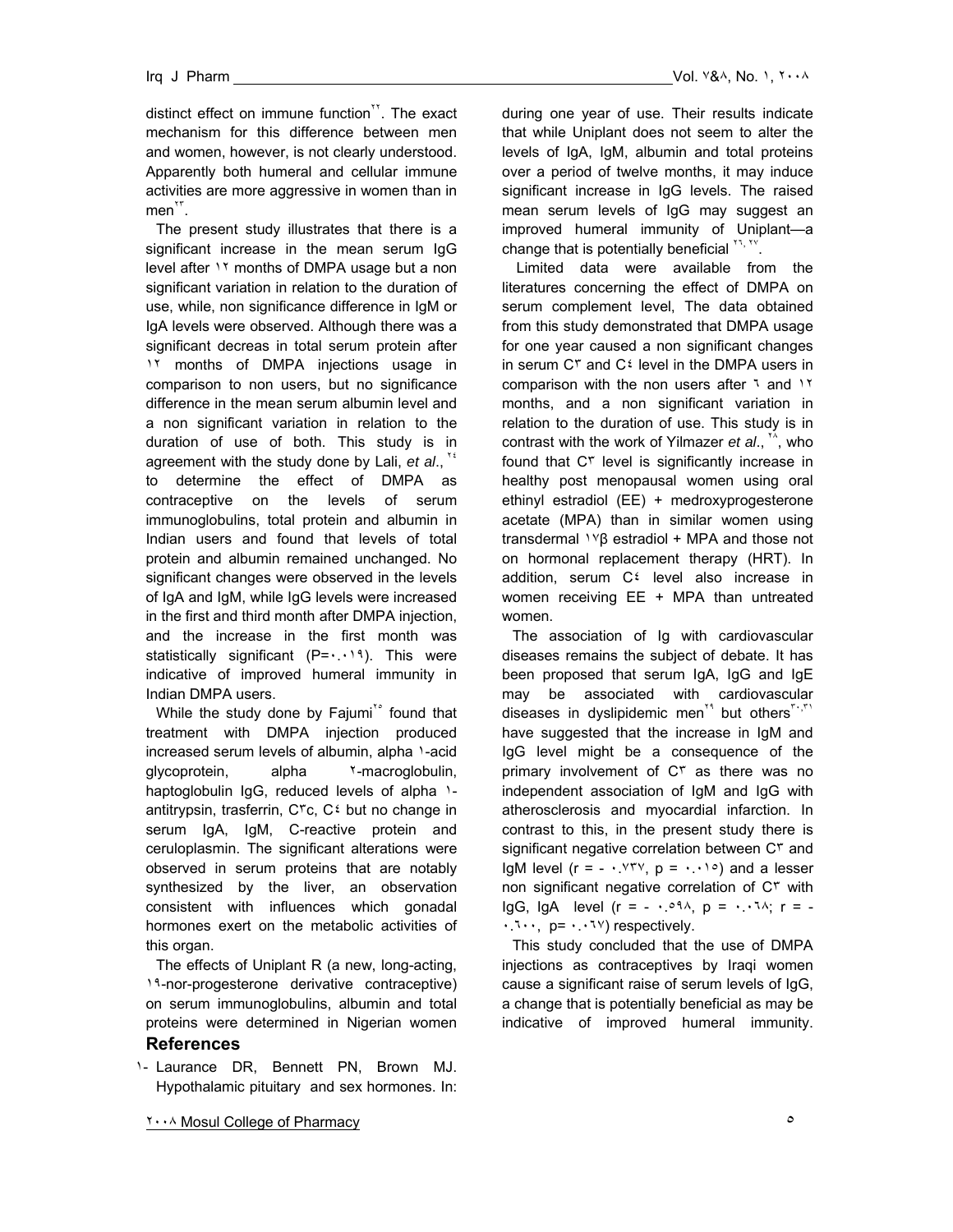distinct effect on immune function[22]. The exact mechanism for this difference between men and women, however, is not clearly understood. Apparently both humeral and cellular immune activities are more aggressive in women than in men[23].

The present study illustrates that there is a significant increase in the mean serum IgG level after ١٢ months of DMPA usage but a non significant variation in relation to the duration of use, while, non significance difference in IgM or IgA levels were observed. Although there was a significant decreas in total serum protein after ١٢ months of DMPA injections usage in comparison to non users, but no significance difference in the mean serum albumin level and a non significant variation in relation to the duration of use of both. This study is in agreement with the study done by Lali, *et al*., [24] to determine the effect of DMPA as contraceptive on the levels of serum immunoglobulins, total protein and albumin in Indian users and found that levels of total protein and albumin remained unchanged. No significant changes were observed in the levels of IgA and IgM, while IgG levels were increased in the first and third month after DMPA injection, and the increase in the first month was statistically significant (P=٠.٠١٩). This were indicative of improved humeral immunity in Indian DMPA users.

While the study done by Fajumi[25] found that treatment with DMPA injection produced increased serum levels of albumin, alpha ١-acid glycoprotein, alpha ٢-macroglobulin, haptoglobulin IgG, reduced levels of alpha ١-antitrypsin, trasferrin, C٣c, C٤ but no change in serum IgA, IgM, C-reactive protein and ceruloplasmin. The significant alterations were observed in serum proteins that are notably synthesized by the liver, an observation consistent with influences which gonadal hormones exert on the metabolic activities of this organ.

The effects of Uniplant R (a new, long-acting, ١٩-nor-progesterone derivative contraceptive) on serum immunoglobulins, albumin and total proteins were determined in Nigerian women during one year of use. Their results indicate that while Uniplant does not seem to alter the levels of IgA, IgM, albumin and total proteins over a period of twelve months, it may induce significant increase in IgG levels. The raised mean serum levels of IgG may suggest an improved humeral immunity of Uniplant—a change that is potentially beneficial [26, 27].

Limited data were available from the literatures concerning the effect of DMPA on serum complement level, The data obtained from this study demonstrated that DMPA usage for one year caused a non significant changes in serum C٣ and C٤ level in the DMPA users in comparison with the non users after ٦ and ١٢ months, and a non significant variation in relation to the duration of use. This study is in contrast with the work of Yilmazer *et al*., [28], who found that C٣ level is significantly increase in healthy post menopausal women using oral ethinyl estradiol (EE) + medroxyprogesterone acetate (MPA) than in similar women using transdermal ١٧β estradiol + MPA and those not on hormonal replacement therapy (HRT). In addition, serum C٤ level also increase in women receiving EE + MPA than untreated women.

The association of Ig with cardiovascular diseases remains the subject of debate. It has been proposed that serum IgA, IgG and IgE may be associated with cardiovascular diseases in dyslipidemic men[29] but others[30,31] have suggested that the increase in IgM and IgG level might be a consequence of the primary involvement of C٣ as there was no independent association of IgM and IgG with atherosclerosis and myocardial infarction. In contrast to this, in the present study there is significant negative correlation between C٣ and IgM level (r = - ٠.٧٣٧, p = ٠.٠١٥) and a lesser non significant negative correlation of C٣ with IgG, IgA level (r = - ٠.٥٩٨, p = ٠.٠٦٨; r = -٠.٦٠٠, p= ٠.٠٦٧) respectively.

This study concluded that the use of DMPA injections as contraceptives by Iraqi women cause a significant raise of serum levels of IgG, a change that is potentially beneficial as may be indicative of improved humeral immunity.

## References

١- Laurance DR, Bennett PN, Brown MJ. Hypothalamic pituitary and sex hormones. In: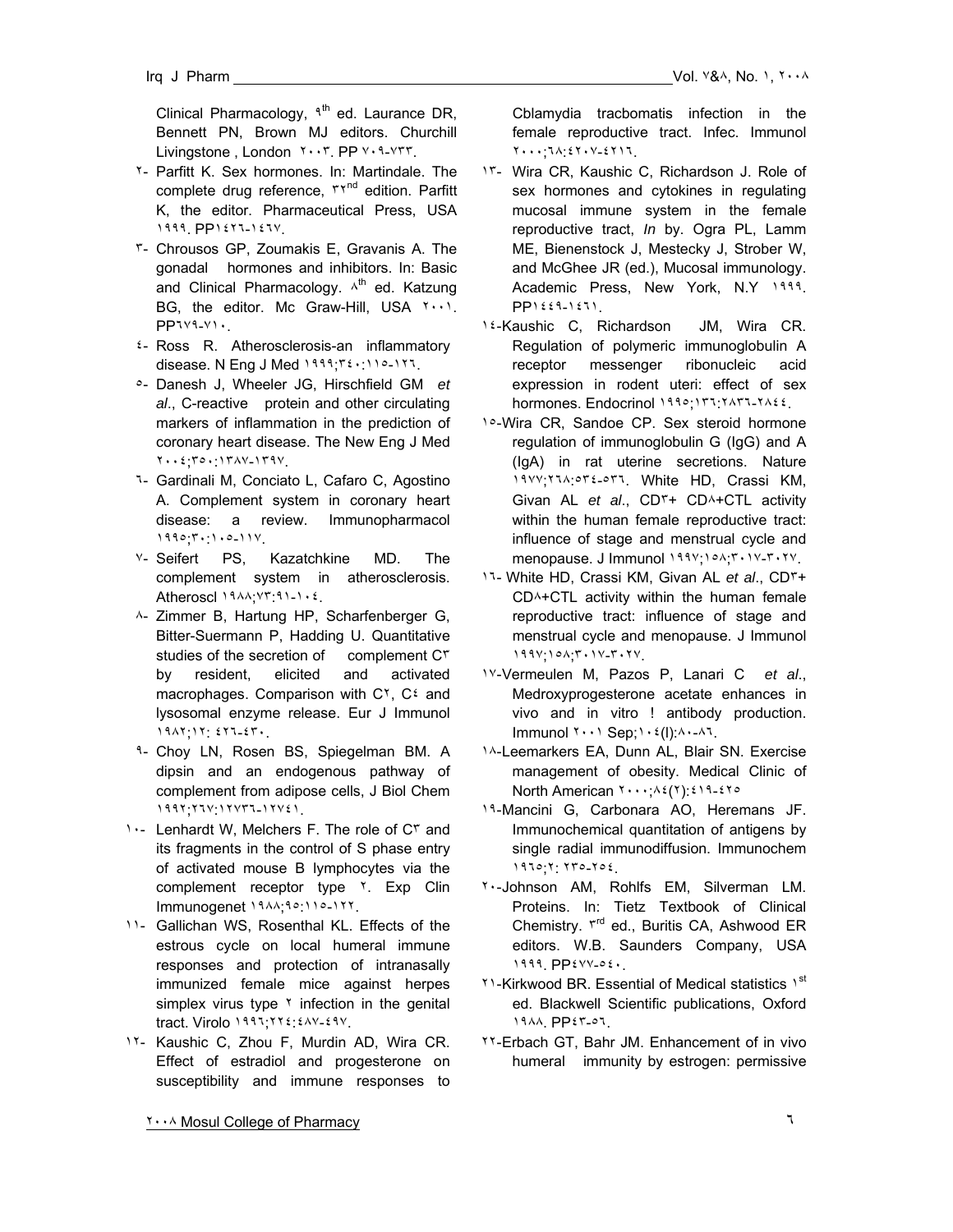Clinical Pharmacology, ٩[th] ed. Laurance DR, Bennett PN, Brown MJ editors. Churchill Livingstone , London ٢٠٠٣. PP ٧٠٩-٧٣٣.

٢- Parfitt K. Sex hormones. In: Martindale. The complete drug reference, ٣٢[nd] edition. Parfitt K, the editor. Pharmaceutical Press, USA ١٩٩٩. PP١٤٢٦-١٤٦٧.

٣- Chrousos GP, Zoumakis E, Gravanis A. The gonadal hormones and inhibitors. In: Basic and Clinical Pharmacology. ٨[th] ed. Katzung BG, the editor. Mc Graw-Hill, USA ٢٠٠١. PP٦٧٩-٧١٠.

٤- Ross R. Atherosclerosis-an inflammatory disease. N Eng J Med ١٩٩٩;٣٤٠:١١٥-١٢٦.

٥- Danesh J, Wheeler JG, Hirschfield GM *et al*., C-reactive protein and other circulating markers of inflammation in the prediction of coronary heart disease. The New Eng J Med ٢٠٠٤;٣٥٠:١٣٨٧-١٣٩٧.

٦- Gardinali M, Conciato L, Cafaro C, Agostino A. Complement system in coronary heart disease: a review. Immunopharmacol ١٩٩٥;٣٠:١٠٥-١١٧.

٧- Seifert PS, Kazatchkine MD. The complement system in atherosclerosis. Atheroscl ١٩٨٨;٧٣:٩١-١٠٤.

٨- Zimmer B, Hartung HP, Scharfenberger G, Bitter-Suermann P, Hadding U. Quantitative studies of the secretion of complement C٣ by resident, elicited and activated macrophages. Comparison with C٢, C٤ and lysosomal enzyme release. Eur J Immunol ١٩٨٢;١٢: ٤٢٦-٤٣٠.

٩- Choy LN, Rosen BS, Spiegelman BM. A dipsin and an endogenous pathway of complement from adipose cells, J Biol Chem ١٩٩٢;٢٦٧:١٢٧٣٦-١٢٧٤١.

١٠- Lenhardt W, Melchers F. The role of C٣ and its fragments in the control of S phase entry of activated mouse B lymphocytes via the complement receptor type ٢. Exp Clin Immunogenet ١٩٨٨;٩٥:١١٥-١٢٢.

١١- Gallichan WS, Rosenthal KL. Effects of the estrous cycle on local humeral immune responses and protection of intranasally immunized female mice against herpes simplex virus type ٢ infection in the genital tract. Virolo ١٩٩٦;٢٢٤:٤٨٧-٤٩٧.

١٢- Kaushic C, Zhou F, Murdin AD, Wira CR. Effect of estradiol and progesterone on susceptibility and immune responses to Cblamydia tracbomatis infection in the female reproductive tract. Infec. Immunol ٢٠٠٠;٦٨:٤٢٠٧-٤٢١٦.

١٣- Wira CR, Kaushic C, Richardson J. Role of sex hormones and cytokines in regulating mucosal immune system in the female reproductive tract, *In* by. Ogra PL, Lamm ME, Bienenstock J, Mestecky J, Strober W, and McGhee JR (ed.), Mucosal immunology. Academic Press, New York, N.Y ١٩٩٩. PP١٤٤٩-١٤٦١.

١٤-Kaushic C, Richardson JM, Wira CR. Regulation of polymeric immunoglobulin A receptor messenger ribonucleic acid expression in rodent uteri: effect of sex hormones. Endocrinol ١٩٩٥;١٣٦:٢٨٣٦-٢٨٤٤.

١٥-Wira CR, Sandoe CP. Sex steroid hormone regulation of immunoglobulin G (IgG) and A (IgA) in rat uterine secretions. Nature ١٩٧٧;٢٦٨:٥٣٤-٥٣٦. White HD, Crassi KM, Givan AL *et al*., CD٣+ CD٨+CTL activity within the human female reproductive tract: influence of stage and menstrual cycle and menopause. J Immunol ١٩٩٧;١٥٨;٣٠١٧-٣٠٢٧.

١٦- White HD, Crassi KM, Givan AL *et al*., CD٣+ CD٨+CTL activity within the human female reproductive tract: influence of stage and menstrual cycle and menopause. J Immunol ١٩٩٧;١٥٨;٣٠١٧-٣٠٢٧.

١٧-Vermeulen M, Pazos P, Lanari C *et al*., Medroxyprogesterone acetate enhances in vivo and in vitro ! antibody production. Immunol ٢٠٠١ Sep;١٠٤(l):٨٠-٨٦.

١٨-Leemarkers EA, Dunn AL, Blair SN. Exercise management of obesity. Medical Clinic of North American ٢٠٠٠;٨٤(٢):٤١٩-٤٢٥

١٩-Mancini G, Carbonara AO, Heremans JF. Immunochemical quantitation of antigens by single radial immunodiffusion. Immunochem ١٩٦٥;٢: ٢٣٥-٢٥٤.

٢٠-Johnson AM, Rohlfs EM, Silverman LM. Proteins. In: Tietz Textbook of Clinical Chemistry. ٣[rd] ed., Buritis CA, Ashwood ER editors. W.B. Saunders Company, USA ١٩٩٩. PP٤٧٧-٥٤٠.

٢١-Kirkwood BR. Essential of Medical statistics ١[st] ed. Blackwell Scientific publications, Oxford ١٩٨٨. PP٤٣-٥٦.

٢٢-Erbach GT, Bahr JM. Enhancement of in vivo humeral immunity by estrogen: permissive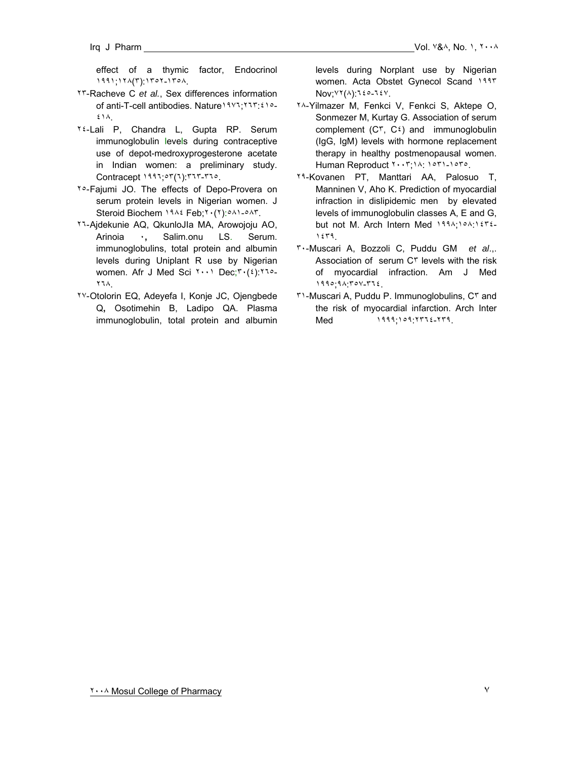effect of a thymic factor, Endocrinol ١٩٩١;١٢٨(٣):١٣٥٢-١٣٥٨.

٢٣-Racheve C *et al.*, Sex differences information of anti-T-cell antibodies. Nature١٩٧٦;٢٦٣:٤١٥-٤١٨.

٢٤-Lali P, Chandra L, Gupta RP. Serum immunoglobulin levels during contraceptive use of depot-medroxyprogesterone acetate in Indian women: a preliminary study. Contracept ١٩٩٦;٥٣(٦):٣٦٣-٣٦٥.

٢٥-Fajumi JO. The effects of Depo-Provera on serum protein levels in Nigerian women. J Steroid Biochem ١٩٨٤ Feb;٢٠(٢):٥٨١-٥٨٣.

٢٦-Ajdekunie AQ, QkunloJla MA, Arowojoju AO, Arinoia ٠, Salim.onu LS. Serum. immunoglobulins, total protein and albumin levels during Uniplant R use by Nigerian women. Afr J Med Sci ٢٠٠١ Dec;٣٠(٤):٢٦٥-٢٦٨.

٢٧-Otolorin EQ, Adeyefa I, Konje JC, Ojengbede Q, Osotimehin B, Ladipo QA. Plasma immunoglobulin, total protein and albumin levels during Norplant use by Nigerian women. Acta Obstet Gynecol Scand ١٩٩٣ Nov;٧٢(٨):٦٤٥-٦٤٧.

٢٨-Yilmazer M, Fenkci V, Fenkci S, Aktepe O, Sonmezer M, Kurtay G. Association of serum complement (C٣, C٤) and immunoglobulin (IgG, IgM) levels with hormone replacement therapy in healthy postmenopausal women. Human Reproduct ٢٠٠٣;١٨: ١٥٣١-١٥٣٥.

٢٩-Kovanen PT, Manttari AA, Palosuo T, Manninen V, Aho K. Prediction of myocardial infraction in dislipidemic men by elevated levels of immunoglobulin classes A, E and G, but not M. Arch Intern Med ١٩٩٨;١٥٨:١٤٣٤-١٤٣٩.

٣٠-Muscari A, Bozzoli C, Puddu GM *et al*.,. Association of serum C٣ levels with the risk of myocardial infraction. Am J Med ١٩٩٥;٩٨:٣٥٧-٣٦٤.

٣١-Muscari A, Puddu P. Immunoglobulins, C٣ and the risk of myocardial infarction. Arch Inter Med ١٩٩٩;١٥٩:٢٣٦٤-٢٣٩.